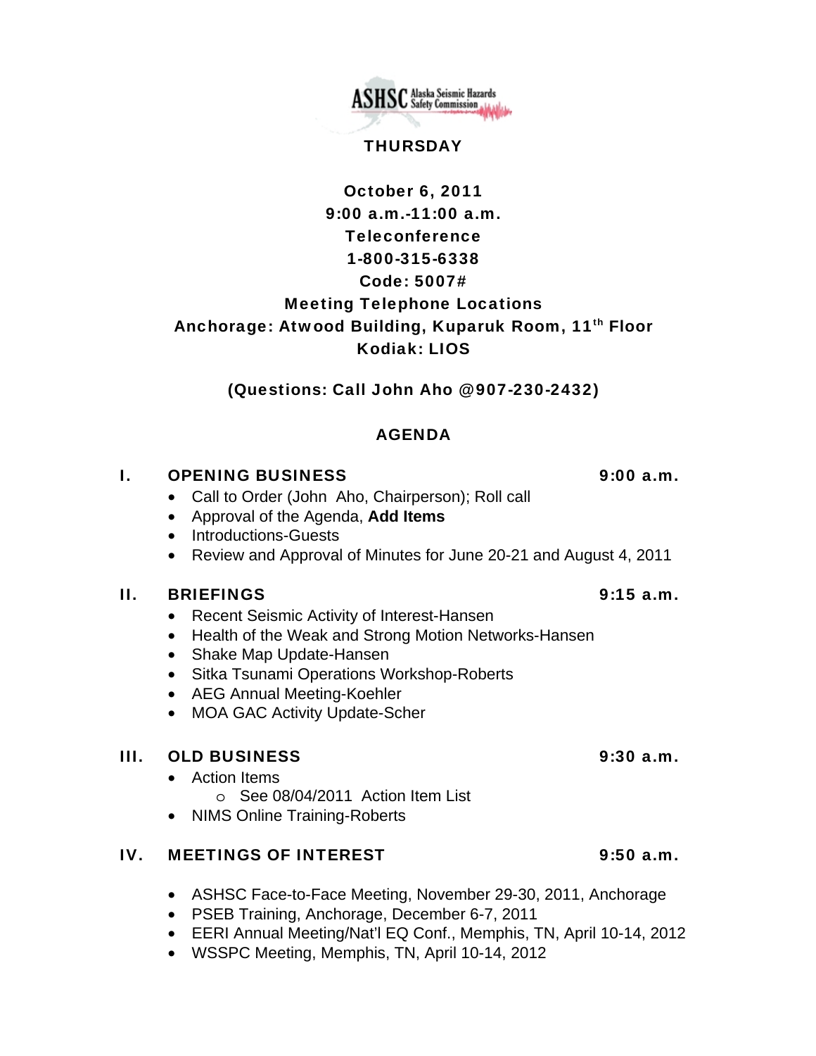ASHSC Alaska Seismic Hazards Safety Commission

**THURSDAY**

**October 6, 2011**
**9:00 a.m.-11:00 a.m.**
**Teleconference**
**1-800-315-6338**
**Code: 5007#**
**Meeting Telephone Locations**
**Anchorage: Atwood Building, Kuparuk Room, 11th Floor**
**Kodiak: LIOS**

**(Questions: Call John Aho @907-230-2432)**

## AGENDA

### I. OPENING BUSINESS — 9:00 a.m.

- Call to Order (John Aho, Chairperson); Roll call
- Approval of the Agenda, **Add Items**
- Introductions-Guests
- Review and Approval of Minutes for June 20-21 and August 4, 2011

### II. BRIEFINGS — 9:15 a.m.

- Recent Seismic Activity of Interest-Hansen
- Health of the Weak and Strong Motion Networks-Hansen
- Shake Map Update-Hansen
- Sitka Tsunami Operations Workshop-Roberts
- AEG Annual Meeting-Koehler
- MOA GAC Activity Update-Scher

### III. OLD BUSINESS — 9:30 a.m.

- Action Items
  - See 08/04/2011 Action Item List
- NIMS Online Training-Roberts

### IV. MEETINGS OF INTEREST — 9:50 a.m.

- ASHSC Face-to-Face Meeting, November 29-30, 2011, Anchorage
- PSEB Training, Anchorage, December 6-7, 2011
- EERI Annual Meeting/Nat'l EQ Conf., Memphis, TN, April 10-14, 2012
- WSSPC Meeting, Memphis, TN, April 10-14, 2012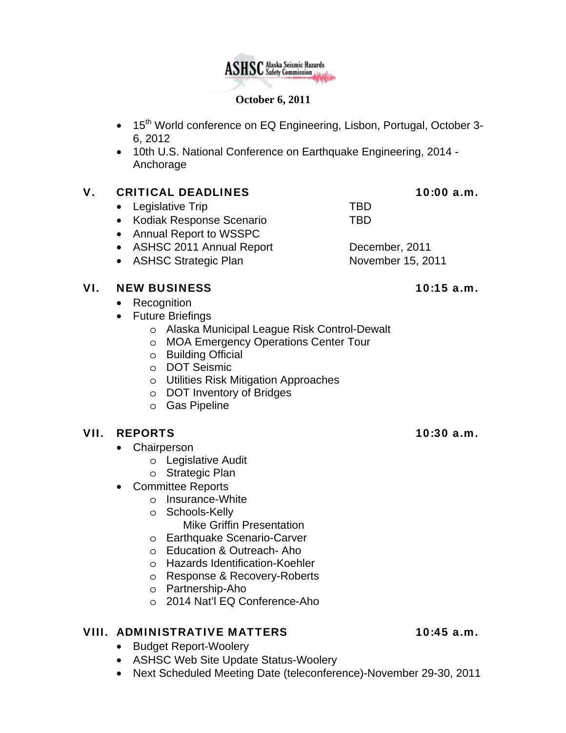**October 6, 2011**

- 15th World conference on EQ Engineering, Lisbon, Portugal, October 3-6, 2012
- 10th U.S. National Conference on Earthquake Engineering, 2014 - Anchorage

## V. CRITICAL DEADLINES 10:00 a.m.

- Legislative Trip — TBD
- Kodiak Response Scenario — TBD
- Annual Report to WSSPC
- ASHSC 2011 Annual Report — December, 2011
- ASHSC Strategic Plan — November 15, 2011

## VI. NEW BUSINESS 10:15 a.m.

- Recognition
- Future Briefings
  - Alaska Municipal League Risk Control-Dewalt
  - MOA Emergency Operations Center Tour
  - Building Official
  - DOT Seismic
  - Utilities Risk Mitigation Approaches
  - DOT Inventory of Bridges
  - Gas Pipeline

## VII. REPORTS 10:30 a.m.

- Chairperson
  - Legislative Audit
  - Strategic Plan
- Committee Reports
  - Insurance-White
  - Schools-Kelly
    Mike Griffin Presentation
  - Earthquake Scenario-Carver
  - Education & Outreach- Aho
  - Hazards Identification-Koehler
  - Response & Recovery-Roberts
  - Partnership-Aho
  - 2014 Nat'l EQ Conference-Aho

## VIII. ADMINISTRATIVE MATTERS 10:45 a.m.

- Budget Report-Woolery
- ASHSC Web Site Update Status-Woolery
- Next Scheduled Meeting Date (teleconference)-November 29-30, 2011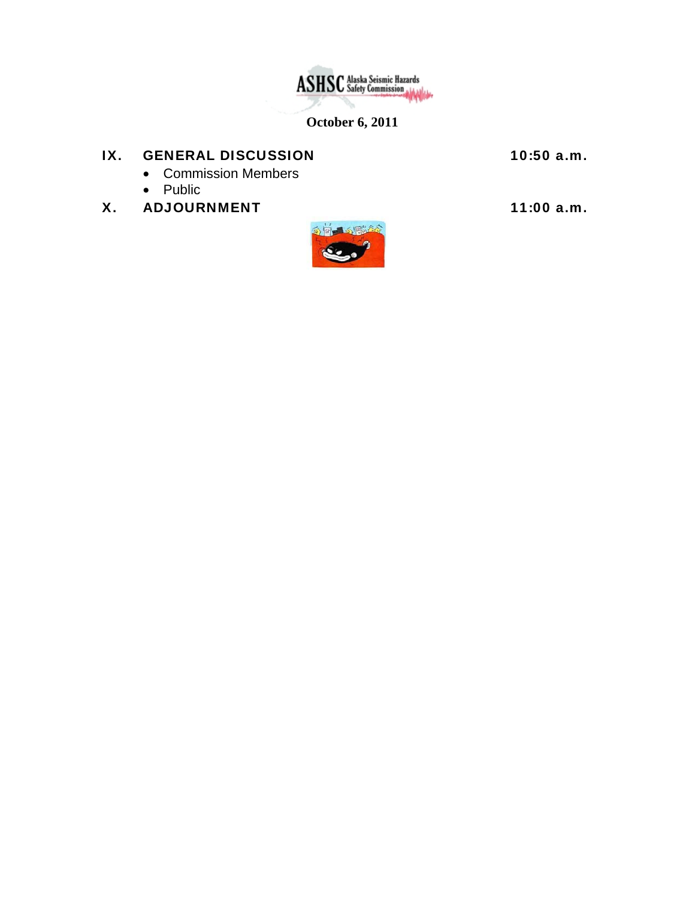October 6, 2011

**IX. GENERAL DISCUSSION** **10:50 a.m.**

- Commission Members
- Public

**X. ADJOURNMENT** **11:00 a.m.**